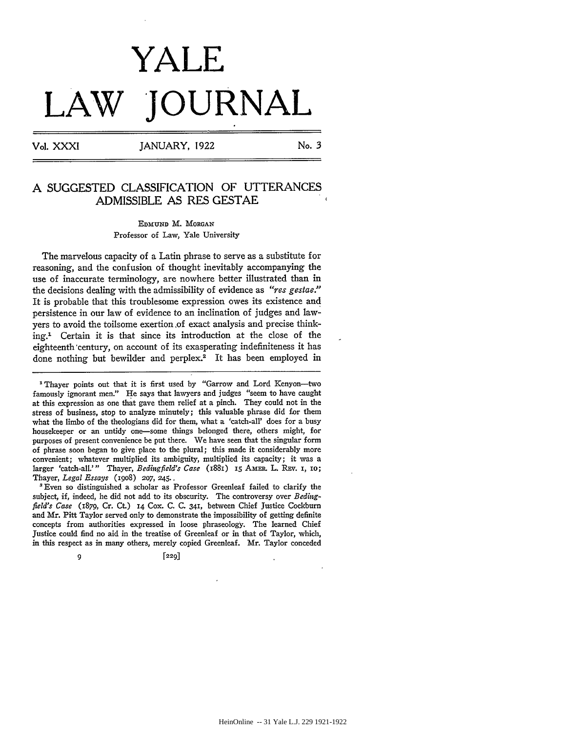# YALE LAW JOURNAL

Vol. XXXI — JANUARY, 1922 — No. 3

## A SUGGESTED CLASSIFICATION OF UTTERANCES ADMISSIBLE AS RES GESTAE

EDMUND M. MORGAN
Professor of Law, Yale University

The marvelous capacity of a Latin phrase to serve as a substitute for reasoning, and the confusion of thought inevitably accompanying the use of inaccurate terminology, are nowhere better illustrated than in the decisions dealing with the admissibility of evidence as *"res gestae."* It is probable that this troublesome expression owes its existence and persistence in our law of evidence to an inclination of judges and lawyers to avoid the toilsome exertion of exact analysis and precise thinking.[1] Certain it is that since its introduction at the close of the eighteenth century, on account of its exasperating indefiniteness it has done nothing but bewilder and perplex.[2] It has been employed in

---

[1] Thayer points out that it is first used by "Garrow and Lord Kenyon—two famously ignorant men." He says that lawyers and judges "seem to have caught at this expression as one that gave them relief at a pinch. They could not in the stress of business, stop to analyze minutely; this valuable phrase did for them what the limbo of the theologians did for them, what a 'catch-all' does for a busy housekeeper or an untidy one—some things belonged there, others might, for purposes of present convenience be put there. We have seen that the singular form of phrase soon began to give place to the plural; this made it considerably more convenient; whatever multiplied its ambiguity, multiplied its capacity; it was a larger 'catch-all.'" Thayer, *Bedingfield's Case* (1881) 15 AMER. L. REV. 1, 10; Thayer, *Legal Essays* (1908) 207, 245.

[2] Even so distinguished a scholar as Professor Greenleaf failed to clarify the subject, if, indeed, he did not add to its obscurity. The controversy over *Bedingfield's Case* (1879, Cr. Ct.) 14 Cox. C. C. 341, between Chief Justice Cockburn and Mr. Pitt Taylor served only to demonstrate the impossibility of getting definite concepts from authorities expressed in loose phraseology. The learned Chief Justice could find no aid in the treatise of Greenleaf or in that of Taylor, which, in this respect as in many others, merely copied Greenleaf. Mr. Taylor conceded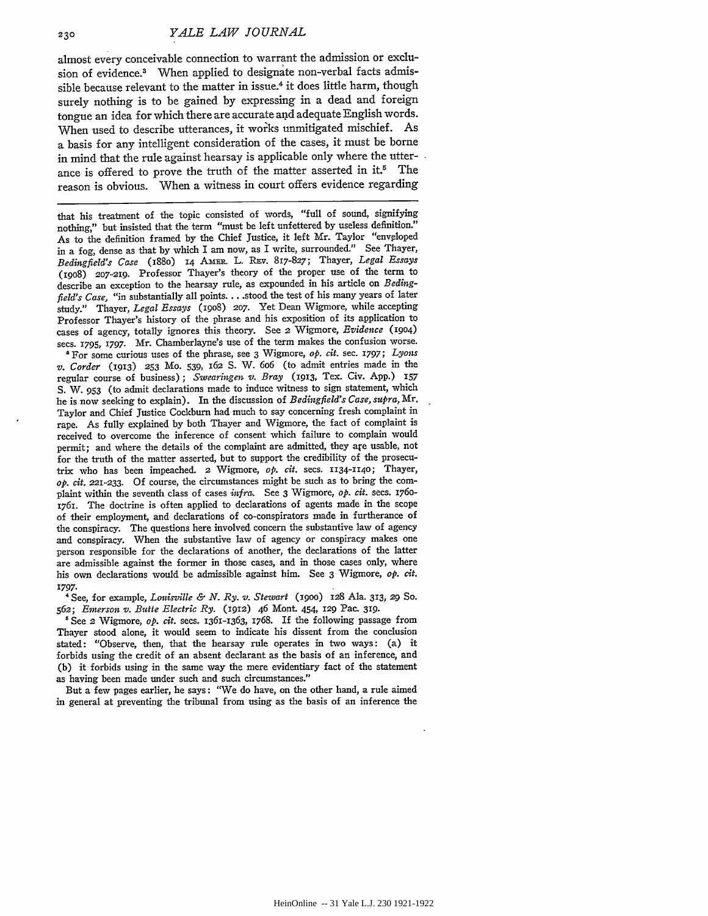almost every conceivable connection to warrant the admission or exclusion of evidence.[3] When applied to designate non-verbal facts admissible because relevant to the matter in issue,[4] it does little harm, though surely nothing is to be gained by expressing in a dead and foreign tongue an idea for which there are accurate and adequate English words. When used to describe utterances, it works unmitigated mischief. As a basis for any intelligent consideration of the cases, it must be borne in mind that the rule against hearsay is applicable only where the utterance is offered to prove the truth of the matter asserted in it.[5] The reason is obvious. When a witness in court offers evidence regarding

---

that his treatment of the topic consisted of words, "full of sound, signifying nothing," but insisted that the term "must be left unfettered by useless definition." As to the definition framed by the Chief Justice, it left Mr. Taylor "enveloped in a fog, dense as that by which I am now, as I write, surrounded." See Thayer, *Bedingfield's Case* (1880) 14 Amer. L. Rev. 817-827; Thayer, *Legal Essays* (1908) 207-219. Professor Thayer's theory of the proper use of the term to describe an exception to the hearsay rule, as expounded in his article on *Bedingfield's Case*, "in substantially all points. . . .stood the test of his many years of later study." Thayer, *Legal Essays* (1908) 207. Yet Dean Wigmore, while accepting Professor Thayer's history of the phrase and his exposition of its application to cases of agency, totally ignores this theory. See 2 Wigmore, *Evidence* (1904) secs. 1795, 1797. Mr. Chamberlayne's use of the term makes the confusion worse.

[3] For some curious uses of the phrase, see 3 Wigmore, *op. cit.* sec. 1797; *Lyons v. Corder* (1913) 253 Mo. 539, 162 S. W. 606 (to admit entries made in the regular course of business); *Swearingen v. Bray* (1913, Tex. Civ. App.) 157 S. W. 953 (to admit declarations made to induce witness to sign statement, which he is now seeking to explain). In the discussion of *Bedingfield's Case, supra*, Mr. Taylor and Chief Justice Cockburn had much to say concerning fresh complaint in rape. As fully explained by both Thayer and Wigmore, the fact of complaint is received to overcome the inference of consent which failure to complain would permit; and where the details of the complaint are admitted, they are usable, not for the truth of the matter asserted, but to support the credibility of the prosecutrix who has been impeached. 2 Wigmore, *op. cit.* secs. 1134-1140; Thayer, *op. cit.* 221-233. Of course, the circumstances might be such as to bring the complaint within the seventh class of cases *infra*. See 3 Wigmore, *op. cit.* secs. 1760-1761. The doctrine is often applied to declarations of agents made in the scope of their employment, and declarations of co-conspirators made in furtherance of the conspiracy. The questions here involved concern the substantive law of agency and conspiracy. When the substantive law of agency or conspiracy makes one person responsible for the declarations of another, the declarations of the latter are admissible against the former in those cases, and in those cases only, where his own declarations would be admissible against him. See 3 Wigmore, *op. cit.* 1797.

[4] See, for example, *Louisville & N. Ry. v. Stewart* (1900) 128 Ala. 313, 29 So. 562; *Emerson v. Butte Electric Ry.* (1912) 46 Mont. 454, 129 Pac. 319.

[5] See 2 Wigmore, *op. cit.* secs. 1361-1363, 1768. If the following passage from Thayer stood alone, it would seem to indicate his dissent from the conclusion stated: "Observe, then, that the hearsay rule operates in two ways: (a) it forbids using the credit of an absent declarant as the basis of an inference, and (b) it forbids using in the same way the mere evidentiary fact of the statement as having been made under such and such circumstances."

But a few pages earlier, he says: "We do have, on the other hand, a rule aimed in general at preventing the tribunal from using as the basis of an inference the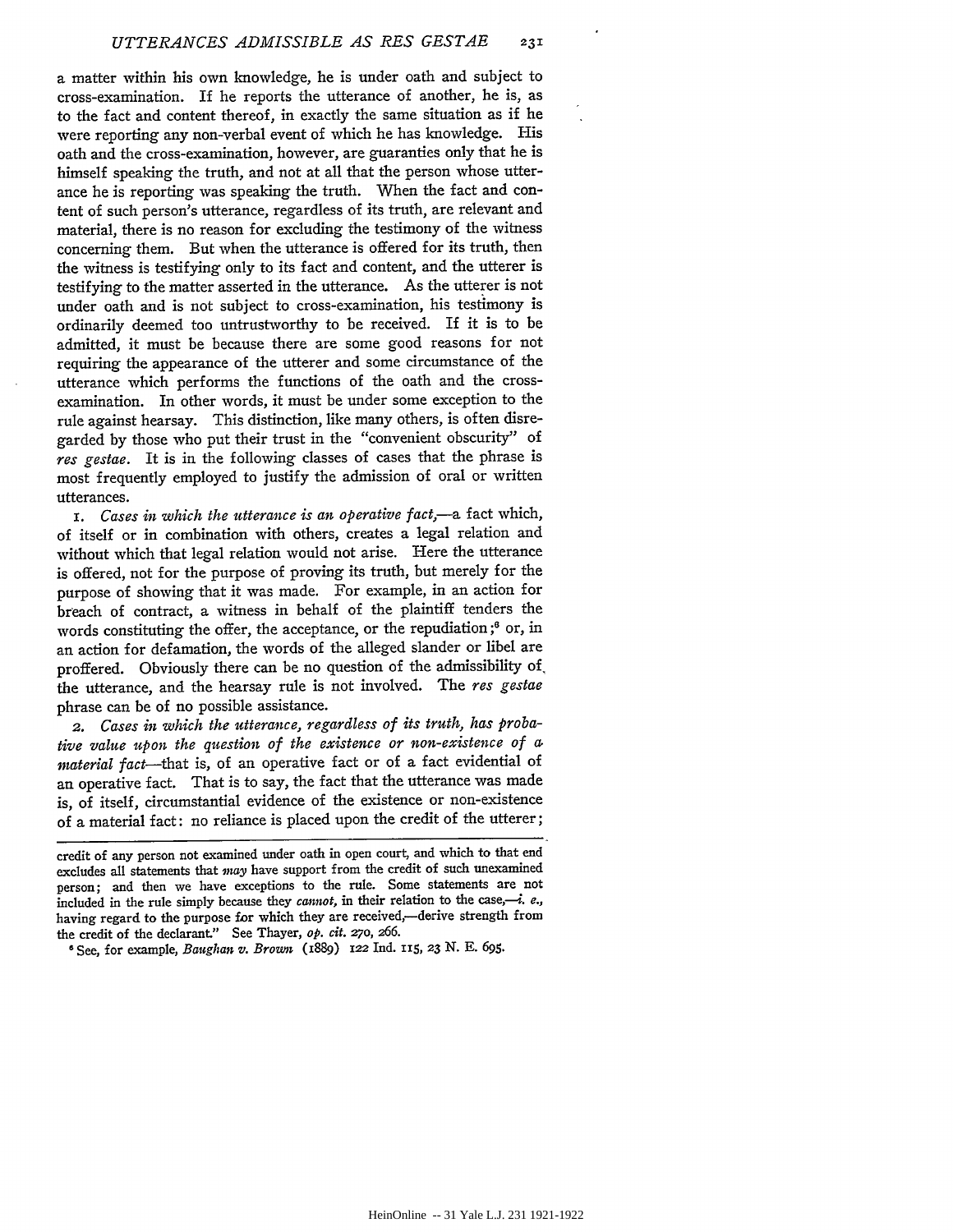a matter within his own knowledge, he is under oath and subject to cross-examination. If he reports the utterance of another, he is, as to the fact and content thereof, in exactly the same situation as if he were reporting any non-verbal event of which he has knowledge. His oath and the cross-examination, however, are guaranties only that he is himself speaking the truth, and not at all that the person whose utterance he is reporting was speaking the truth. When the fact and content of such person's utterance, regardless of its truth, are relevant and material, there is no reason for excluding the testimony of the witness concerning them. But when the utterance is offered for its truth, then the witness is testifying only to its fact and content, and the utterer is testifying to the matter asserted in the utterance. As the utterer is not under oath and is not subject to cross-examination, his testimony is ordinarily deemed too untrustworthy to be received. If it is to be admitted, it must be because there are some good reasons for not requiring the appearance of the utterer and some circumstance of the utterance which performs the functions of the oath and the cross-examination. In other words, it must be under some exception to the rule against hearsay. This distinction, like many others, is often disregarded by those who put their trust in the "convenient obscurity" of *res gestae*. It is in the following classes of cases that the phrase is most frequently employed to justify the admission of oral or written utterances.

1. *Cases in which the utterance is an operative fact,*—a fact which, of itself or in combination with others, creates a legal relation and without which that legal relation would not arise. Here the utterance is offered, not for the purpose of proving its truth, but merely for the purpose of showing that it was made. For example, in an action for breach of contract, a witness in behalf of the plaintiff tenders the words constituting the offer, the acceptance, or the repudiation;[6] or, in an action for defamation, the words of the alleged slander or libel are proffered. Obviously there can be no question of the admissibility of the utterance, and the hearsay rule is not involved. The *res gestae* phrase can be of no possible assistance.

2. *Cases in which the utterance, regardless of its truth, has probative value upon the question of the existence or non-existence of a material fact*—that is, of an operative fact or of a fact evidential of an operative fact. That is to say, the fact that the utterance was made is, of itself, circumstantial evidence of the existence or non-existence of a material fact: no reliance is placed upon the credit of the utterer;

---

credit of any person not examined under oath in open court, and which to that end excludes all statements that *may* have support from the credit of such unexamined person; and then we have exceptions to the rule. Some statements are not included in the rule simply because they *cannot,* in their relation to the case,—*i. e.,* having regard to the purpose for which they are received,—derive strength from the credit of the declarant." See Thayer, *op. cit.* 270, 266.

[6] See, for example, *Baughan v. Brown* (1889) 122 Ind. 115, 23 N. E. 695.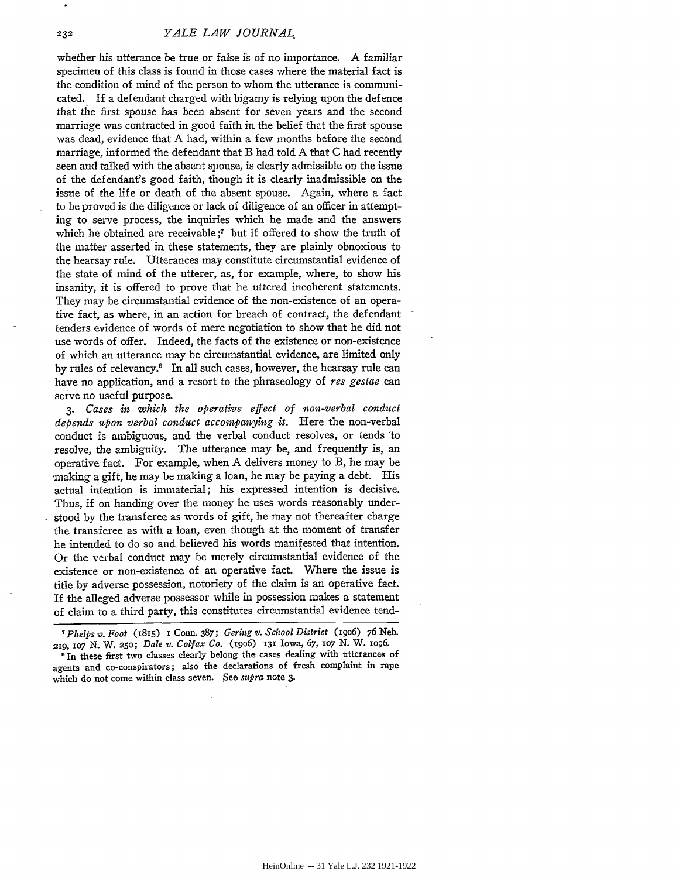whether his utterance be true or false is of no importance. A familiar specimen of this class is found in those cases where the material fact is the condition of mind of the person to whom the utterance is communicated. If a defendant charged with bigamy is relying upon the defence that the first spouse has been absent for seven years and the second marriage was contracted in good faith in the belief that the first spouse was dead, evidence that A had, within a few months before the second marriage, informed the defendant that B had told A that C had recently seen and talked with the absent spouse, is clearly admissible on the issue of the defendant's good faith, though it is clearly inadmissible on the issue of the life or death of the absent spouse. Again, where a fact to be proved is the diligence or lack of diligence of an officer in attempting to serve process, the inquiries which he made and the answers which he obtained are receivable;[7] but if offered to show the truth of the matter asserted in these statements, they are plainly obnoxious to the hearsay rule. Utterances may constitute circumstantial evidence of the state of mind of the utterer, as, for example, where, to show his insanity, it is offered to prove that he uttered incoherent statements. They may be circumstantial evidence of the non-existence of an operative fact, as where, in an action for breach of contract, the defendant tenders evidence of words of mere negotiation to show that he did not use words of offer. Indeed, the facts of the existence or non-existence of which an utterance may be circumstantial evidence, are limited only by rules of relevancy.[8] In all such cases, however, the hearsay rule can have no application, and a resort to the phraseology of *res gestae* can serve no useful purpose.

3. *Cases in which the operative effect of non-verbal conduct depends upon verbal conduct accompanying it.* Here the non-verbal conduct is ambiguous, and the verbal conduct resolves, or tends to resolve, the ambiguity. The utterance may be, and frequently is, an operative fact. For example, when A delivers money to B, he may be making a gift, he may be making a loan, he may be paying a debt. His actual intention is immaterial; his expressed intention is decisive. Thus, if on handing over the money he uses words reasonably understood by the transferee as words of gift, he may not thereafter charge the transferee as with a loan, even though at the moment of transfer he intended to do so and believed his words manifested that intention. Or the verbal conduct may be merely circumstantial evidence of the existence or non-existence of an operative fact. Where the issue is title by adverse possession, notoriety of the claim is an operative fact. If the alleged adverse possessor while in possession makes a statement of claim to a third party, this constitutes circumstantial evidence tend-

---

[7] *Phelps v. Foot* (1815) 1 Conn. 387; *Gering v. School District* (1906) 76 Neb. 219, 107 N. W. 250; *Dale v. Colfax Co.* (1906) 131 Iowa, 67, 107 N. W. 1096.

[8] In these first two classes clearly belong the cases dealing with utterances of agents and co-conspirators; also the declarations of fresh complaint in rape which do not come within class seven. See *supra* note 3.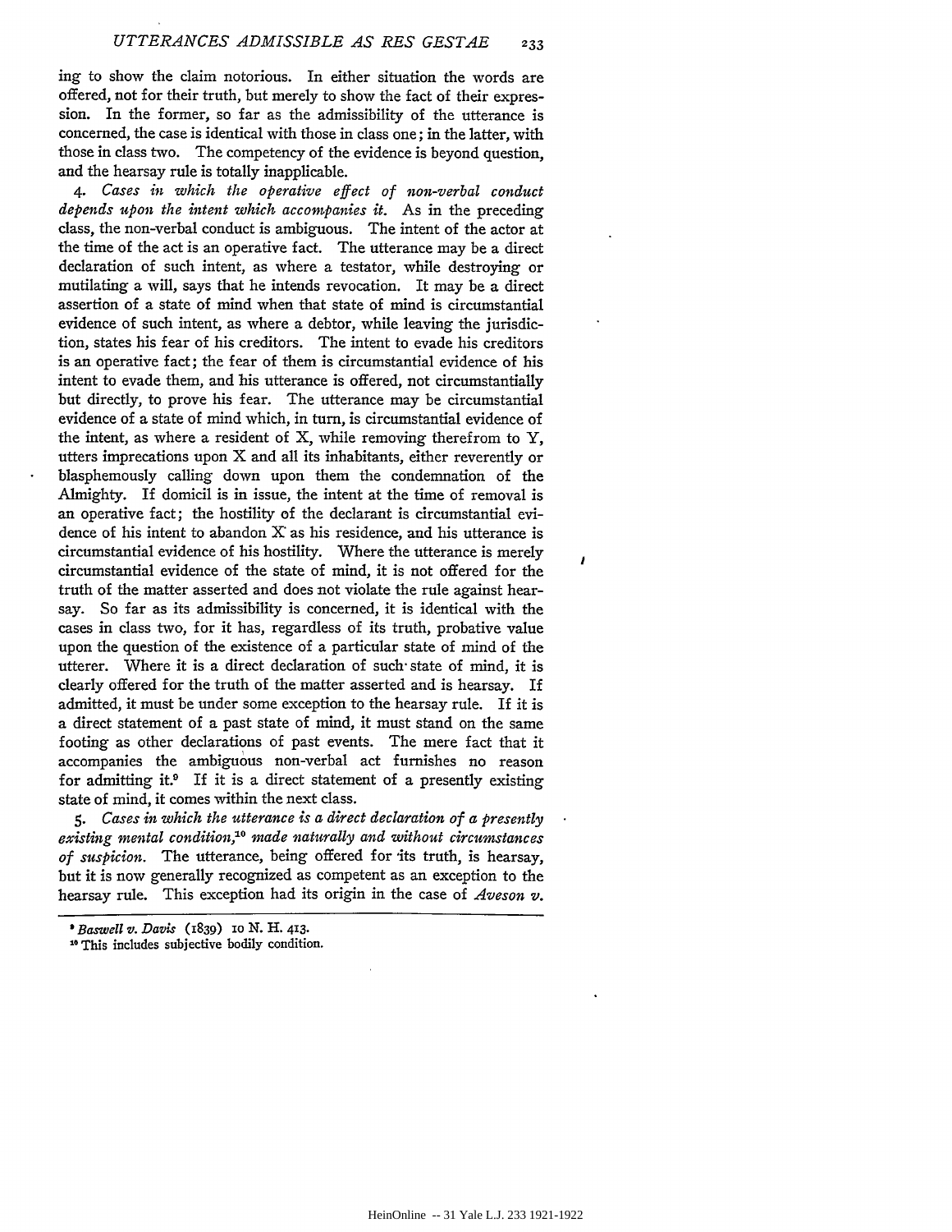ing to show the claim notorious. In either situation the words are offered, not for their truth, but merely to show the fact of their expression. In the former, so far as the admissibility of the utterance is concerned, the case is identical with those in class one; in the latter, with those in class two. The competency of the evidence is beyond question, and the hearsay rule is totally inapplicable.

4. *Cases in which the operative effect of non-verbal conduct depends upon the intent which accompanies it.* As in the preceding class, the non-verbal conduct is ambiguous. The intent of the actor at the time of the act is an operative fact. The utterance may be a direct declaration of such intent, as where a testator, while destroying or mutilating a will, says that he intends revocation. It may be a direct assertion of a state of mind when that state of mind is circumstantial evidence of such intent, as where a debtor, while leaving the jurisdiction, states his fear of his creditors. The intent to evade his creditors is an operative fact; the fear of them is circumstantial evidence of his intent to evade them, and his utterance is offered, not circumstantially but directly, to prove his fear. The utterance may be circumstantial evidence of a state of mind which, in turn, is circumstantial evidence of the intent, as where a resident of X, while removing therefrom to Y, utters imprecations upon X and all its inhabitants, either reverently or blasphemously calling down upon them the condemnation of the Almighty. If domicil is in issue, the intent at the time of removal is an operative fact; the hostility of the declarant is circumstantial evidence of his intent to abandon X as his residence, and his utterance is circumstantial evidence of his hostility. Where the utterance is merely circumstantial evidence of the state of mind, it is not offered for the truth of the matter asserted and does not violate the rule against hearsay. So far as its admissibility is concerned, it is identical with the cases in class two, for it has, regardless of its truth, probative value upon the question of the existence of a particular state of mind of the utterer. Where it is a direct declaration of such state of mind, it is clearly offered for the truth of the matter asserted and is hearsay. If admitted, it must be under some exception to the hearsay rule. If it is a direct statement of a past state of mind, it must stand on the same footing as other declarations of past events. The mere fact that it accompanies the ambiguous non-verbal act furnishes no reason for admitting it.[9] If it is a direct statement of a presently existing state of mind, it comes within the next class.

5. *Cases in which the utterance is a direct declaration of a presently existing mental condition,*[10] *made naturally and without circumstances of suspicion.* The utterance, being offered for its truth, is hearsay, but it is now generally recognized as competent as an exception to the hearsay rule. This exception had its origin in the case of *Aveson v.*

---

[9] *Baswell v. Davis* (1839) 10 N. H. 413.

[10] This includes subjective bodily condition.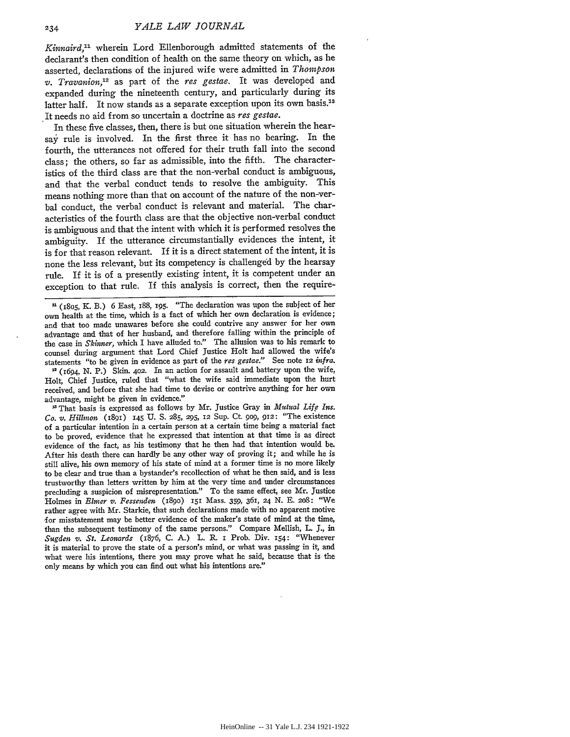*Kinnaird*,[11] wherein Lord Ellenborough admitted statements of the declarant's then condition of health on the same theory on which, as he asserted, declarations of the injured wife were admitted in *Thompson v. Travanion*,[12] as part of the *res gestae*. It was developed and expanded during the nineteenth century, and particularly during its latter half. It now stands as a separate exception upon its own basis.[13] It needs no aid from so uncertain a doctrine as *res gestae*.

In these five classes, then, there is but one situation wherein the hearsay rule is involved. In the first three it has no bearing. In the fourth, the utterances not offered for their truth fall into the second class; the others, so far as admissible, into the fifth. The characteristics of the third class are that the non-verbal conduct is ambiguous, and that the verbal conduct tends to resolve the ambiguity. This means nothing more than that on account of the nature of the non-verbal conduct, the verbal conduct is relevant and material. The characteristics of the fourth class are that the objective non-verbal conduct is ambiguous and that the intent with which it is performed resolves the ambiguity. If the utterance circumstantially evidences the intent, it is for that reason relevant. If it is a direct statement of the intent, it is none the less relevant, but its competency is challenged by the hearsay rule. If it is of a presently existing intent, it is competent under an exception to that rule. If this analysis is correct, then the require-

---

[11] (1805, K. B.) 6 East, 188, 195. "The declaration was upon the subject of her own health at the time, which is a fact of which her own declaration is evidence; and that too made unawares before she could contrive any answer for her own advantage and that of her husband, and therefore falling within the principle of the case in *Skinner*, which I have alluded to." The allusion was to his remark to counsel during argument that Lord Chief Justice Holt had allowed the wife's statements "to be given in evidence as part of the *res gestae*." See note 12 *infra*.

[12] (1694, N. P.) Skin. 402. In an action for assault and battery upon the wife, Holt, Chief Justice, ruled that "what the wife said immediate upon the hurt received, and before that she had time to devise or contrive anything for her own advantage, might be given in evidence."

[13] That basis is expressed as follows by Mr. Justice Gray in *Mutual Life Ins. Co. v. Hillmon* (1891) 145 U. S. 285, 295, 12 Sup. Ct. 909, 912: "The existence of a particular intention in a certain person at a certain time being a material fact to be proved, evidence that he expressed that intention at that time is as direct evidence of the fact, as his testimony that he then had that intention would be. After his death there can hardly be any other way of proving it; and while he is still alive, his own memory of his state of mind at a former time is no more likely to be clear and true than a bystander's recollection of what he then said, and is less trustworthy than letters written by him at the very time and under circumstances precluding a suspicion of misrepresentation." To the same effect, see Mr. Justice Holmes in *Elmer v. Fessenden* (1890) 151 Mass. 359, 361, 24 N. E. 208: "We rather agree with Mr. Starkie, that such declarations made with no apparent motive for misstatement may be better evidence of the maker's state of mind at the time, than the subsequent testimony of the same persons." Compare Mellish, L. J., in *Sugden v. St. Leonards* (1876, C. A.) L. R. 1 Prob. Div. 154: "Whenever it is material to prove the state of a person's mind, or what was passing in it, and what were his intentions, there you may prove what he said, because that is the only means by which you can find out what his intentions are."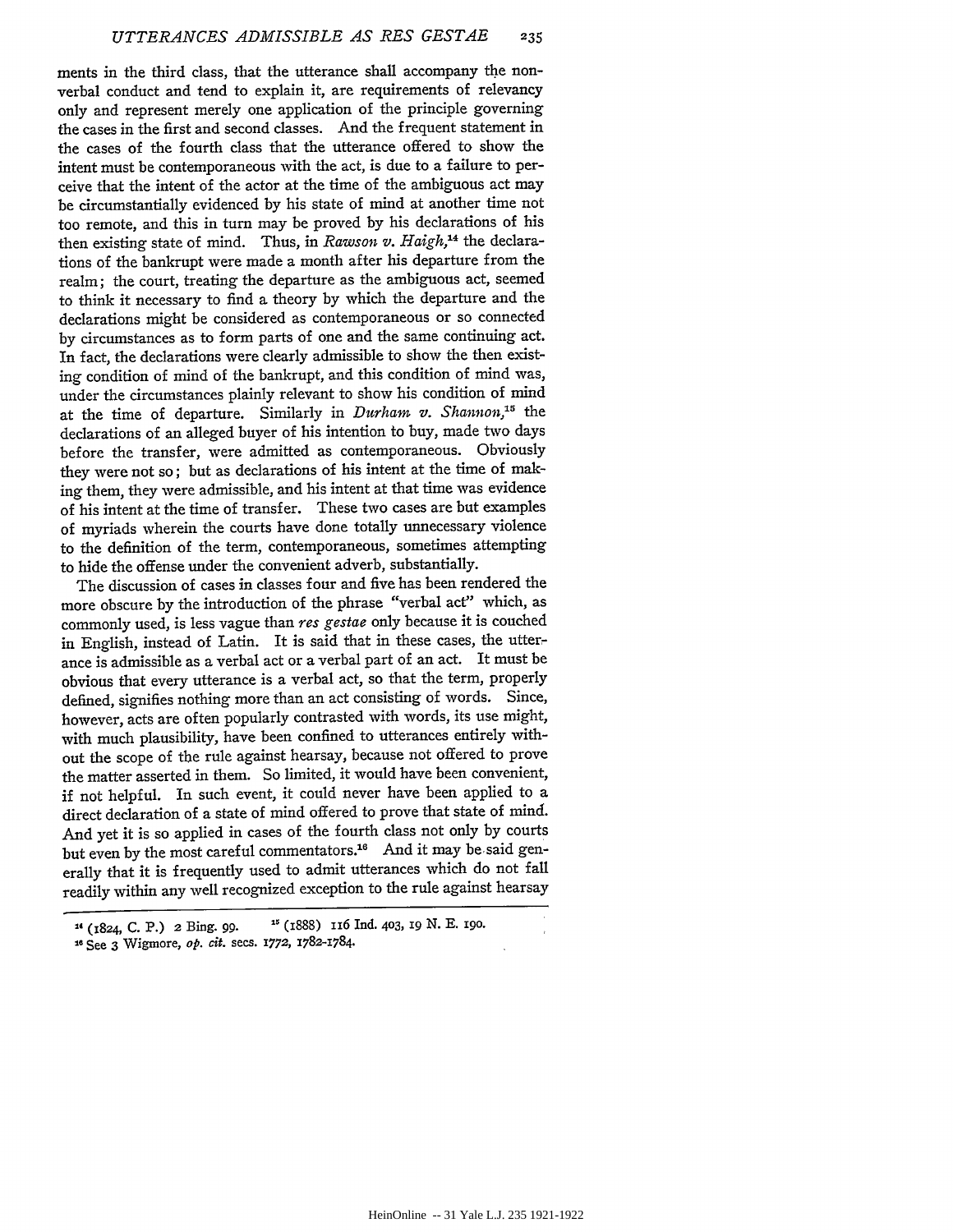ments in the third class, that the utterance shall accompany the non-verbal conduct and tend to explain it, are requirements of relevancy only and represent merely one application of the principle governing the cases in the first and second classes. And the frequent statement in the cases of the fourth class that the utterance offered to show the intent must be contemporaneous with the act, is due to a failure to perceive that the intent of the actor at the time of the ambiguous act may be circumstantially evidenced by his state of mind at another time not too remote, and this in turn may be proved by his declarations of his then existing state of mind. Thus, in *Rawson v. Haigh*,[14] the declarations of the bankrupt were made a month after his departure from the realm; the court, treating the departure as the ambiguous act, seemed to think it necessary to find a theory by which the departure and the declarations might be considered as contemporaneous or so connected by circumstances as to form parts of one and the same continuing act. In fact, the declarations were clearly admissible to show the then existing condition of mind of the bankrupt, and this condition of mind was, under the circumstances plainly relevant to show his condition of mind at the time of departure. Similarly in *Durham v. Shannon*,[15] the declarations of an alleged buyer of his intention to buy, made two days before the transfer, were admitted as contemporaneous. Obviously they were not so; but as declarations of his intent at the time of making them, they were admissible, and his intent at that time was evidence of his intent at the time of transfer. These two cases are but examples of myriads wherein the courts have done totally unnecessary violence to the definition of the term, contemporaneous, sometimes attempting to hide the offense under the convenient adverb, substantially.

The discussion of cases in classes four and five has been rendered the more obscure by the introduction of the phrase "verbal act" which, as commonly used, is less vague than *res gestae* only because it is couched in English, instead of Latin. It is said that in these cases, the utterance is admissible as a verbal act or a verbal part of an act. It must be obvious that every utterance is a verbal act, so that the term, properly defined, signifies nothing more than an act consisting of words. Since, however, acts are often popularly contrasted with words, its use might, with much plausibility, have been confined to utterances entirely without the scope of the rule against hearsay, because not offered to prove the matter asserted in them. So limited, it would have been convenient, if not helpful. In such event, it could never have been applied to a direct declaration of a state of mind offered to prove that state of mind. And yet it is so applied in cases of the fourth class not only by courts but even by the most careful commentators.[16] And it may be said generally that it is frequently used to admit utterances which do not fall readily within any well recognized exception to the rule against hearsay

---

[14] (1824, C. P.) 2 Bing. 99. [15] (1888) 116 Ind. 403, 19 N. E. 190.

[16] See 3 Wigmore, *op. cit.* secs. 1772, 1782-1784.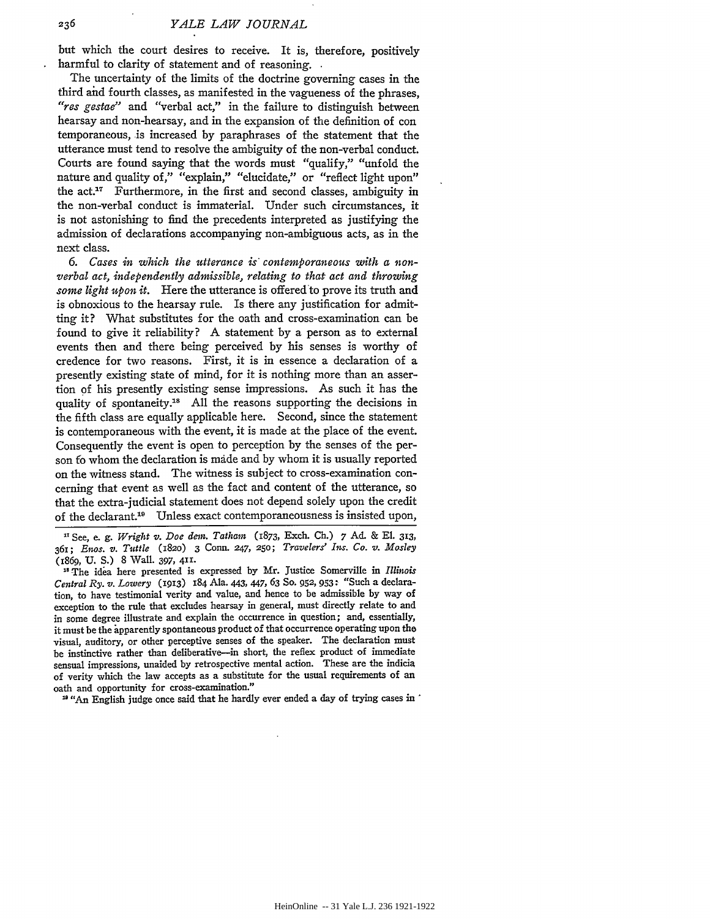but which the court desires to receive. It is, therefore, positively harmful to clarity of statement and of reasoning.

The uncertainty of the limits of the doctrine governing cases in the third and fourth classes, as manifested in the vagueness of the phrases, *"res gestae"* and "verbal act," in the failure to distinguish between hearsay and non-hearsay, and in the expansion of the definition of con temporaneous, is increased by paraphrases of the statement that the utterance must tend to resolve the ambiguity of the non-verbal conduct. Courts are found saying that the words must "qualify," "unfold the nature and quality of," "explain," "elucidate," or "reflect light upon" the act.[17] Furthermore, in the first and second classes, ambiguity in the non-verbal conduct is immaterial. Under such circumstances, it is not astonishing to find the precedents interpreted as justifying the admission of declarations accompanying non-ambiguous acts, as in the next class.

6. *Cases in which the utterance is contemporaneous with a non-verbal act, independently admissible, relating to that act and throwing some light upon it.* Here the utterance is offered to prove its truth and is obnoxious to the hearsay rule. Is there any justification for admitting it? What substitutes for the oath and cross-examination can be found to give it reliability? A statement by a person as to external events then and there being perceived by his senses is worthy of credence for two reasons. First, it is in essence a declaration of a presently existing state of mind, for it is nothing more than an assertion of his presently existing sense impressions. As such it has the quality of spontaneity.[18] All the reasons supporting the decisions in the fifth class are equally applicable here. Second, since the statement is contemporaneous with the event, it is made at the place of the event. Consequently the event is open to perception by the senses of the person to whom the declaration is made and by whom it is usually reported on the witness stand. The witness is subject to cross-examination concerning that event as well as the fact and content of the utterance, so that the extra-judicial statement does not depend solely upon the credit of the declarant.[19] Unless exact contemporaneousness is insisted upon,

---

[17] See, e. g. *Wright v. Doe dem. Tatham* (1873, Exch. Ch.) 7 Ad. & El. 313, 361; *Enos. v. Tuttle* (1820) 3 Conn. 247, 250; *Travelers' Ins. Co. v. Mosley* (1869, U. S.) 8 Wall. 397, 411.

[18] The idea here presented is expressed by Mr. Justice Somerville in *Illinois Central Ry. v. Lowery* (1913) 184 Ala. 443, 447, 63 So. 952, 953: "Such a declaration, to have testimonial verity and value, and hence to be admissible by way of exception to the rule that excludes hearsay in general, must directly relate to and in some degree illustrate and explain the occurrence in question; and, essentially, it must be the apparently spontaneous product of that occurrence operating upon the visual, auditory, or other perceptive senses of the speaker. The declaration must be instinctive rather than deliberative—in short, the reflex product of immediate sensual impressions, unaided by retrospective mental action. These are the indicia of verity which the law accepts as a substitute for the usual requirements of an oath and opportunity for cross-examination."

[19] "An English judge once said that he hardly ever ended a day of trying cases in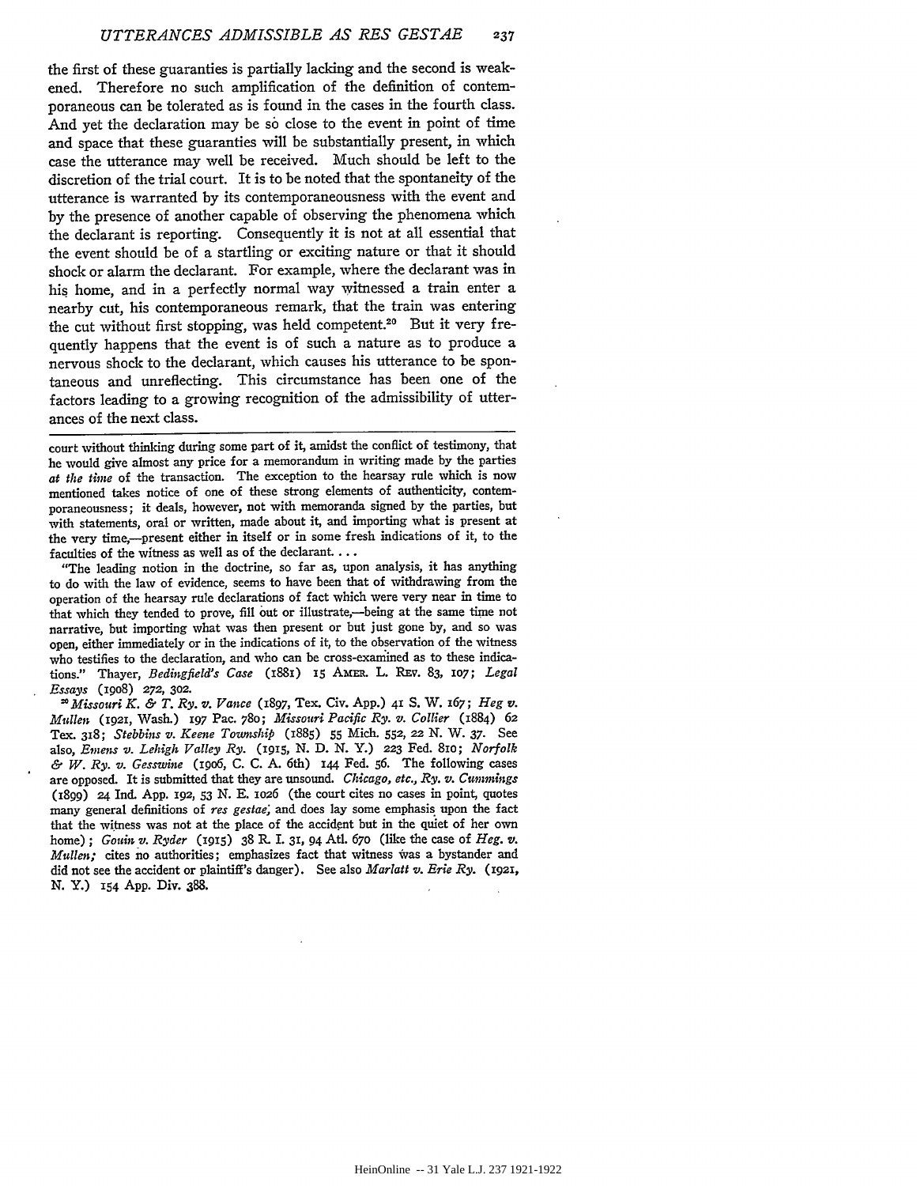the first of these guaranties is partially lacking and the second is weakened. Therefore no such amplification of the definition of contemporaneous can be tolerated as is found in the cases in the fourth class. And yet the declaration may be so close to the event in point of time and space that these guaranties will be substantially present, in which case the utterance may well be received. Much should be left to the discretion of the trial court. It is to be noted that the spontaneity of the utterance is warranted by its contemporaneousness with the event and by the presence of another capable of observing the phenomena which the declarant is reporting. Consequently it is not at all essential that the event should be of a startling or exciting nature or that it should shock or alarm the declarant. For example, where the declarant was in his home, and in a perfectly normal way witnessed a train enter a nearby cut, his contemporaneous remark, that the train was entering the cut without first stopping, was held competent.[20] But it very frequently happens that the event is of such a nature as to produce a nervous shock to the declarant, which causes his utterance to be spontaneous and unreflecting. This circumstance has been one of the factors leading to a growing recognition of the admissibility of utterances of the next class.

---

court without thinking during some part of it, amidst the conflict of testimony, that he would give almost any price for a memorandum in writing made by the parties *at the time* of the transaction. The exception to the hearsay rule which is now mentioned takes notice of one of these strong elements of authenticity, contemporaneousness; it deals, however, not with memoranda signed by the parties, but with statements, oral or written, made about it, and importing what is present at the very time,—present either in itself or in some fresh indications of it, to the faculties of the witness as well as of the declarant. . . .

"The leading notion in the doctrine, so far as, upon analysis, it has anything to do with the law of evidence, seems to have been that of withdrawing from the operation of the hearsay rule declarations of fact which were very near in time to that which they tended to prove, fill out or illustrate,—being at the same time not narrative, but importing what was then present or but just gone by, and so was open, either immediately or in the indications of it, to the observation of the witness who testifies to the declaration, and who can be cross-examined as to these indications." Thayer, *Bedingfield's Case* (1881) 15 Amer. L. Rev. 83, 107; *Legal Essays* (1908) 272, 302.

[20] *Missouri K. & T. Ry. v. Vance* (1897, Tex. Civ. App.) 41 S. W. 167; *Heg v. Mullen* (1921, Wash.) 197 Pac. 780; *Missouri Pacific Ry. v. Collier* (1884) 62 Tex. 318; *Stebbins v. Keene Township* (1885) 55 Mich. 552, 22 N. W. 37. See also, *Emens v. Lehigh Valley Ry.* (1915, N. D. N. Y.) 223 Fed. 810; *Norfolk & W. Ry. v. Gesswine* (1906, C. C. A. 6th) 144 Fed. 56. The following cases are opposed. It is submitted that they are unsound. *Chicago, etc., Ry. v. Cummings* (1899) 24 Ind. App. 192, 53 N. E. 1026 (the court cites no cases in point, quotes many general definitions of *res gestae*, and does lay some emphasis upon the fact that the witness was not at the place of the accident but in the quiet of her own home); *Gouin v. Ryder* (1915) 38 R. I. 31, 94 Atl. 670 (like the case of *Heg. v. Mullen;* cites no authorities; emphasizes fact that witness was a bystander and did not see the accident or plaintiff's danger). See also *Marlatt v. Erie Ry.* (1921, N. Y.) 154 App. Div. 388.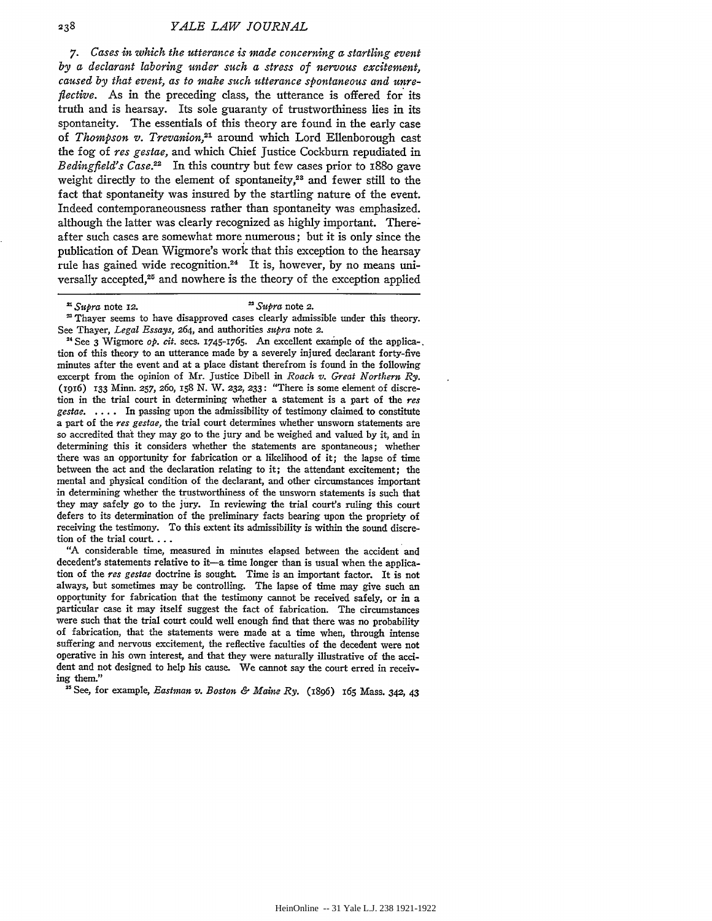*7. Cases in which the utterance is made concerning a startling event by a declarant laboring under such a stress of nervous excitement, caused by that event, as to make such utterance spontaneous and unreflective.* As in the preceding class, the utterance is offered for its truth and is hearsay. Its sole guaranty of trustworthiness lies in its spontaneity. The essentials of this theory are found in the early case of *Thompson v. Trevanion*,[21] around which Lord Ellenborough cast the fog of *res gestae*, and which Chief Justice Cockburn repudiated in *Bedingfield's Case*.[22] In this country but few cases prior to 1880 gave weight directly to the element of spontaneity,[23] and fewer still to the fact that spontaneity was insured by the startling nature of the event. Indeed contemporaneousness rather than spontaneity was emphasized. although the latter was clearly recognized as highly important. Thereafter such cases are somewhat more numerous; but it is only since the publication of Dean Wigmore's work that this exception to the hearsay rule has gained wide recognition.[24] It is, however, by no means universally accepted,[25] and nowhere is the theory of the exception applied

---

[21] *Supra* note 12.

[22] *Supra* note 2.

[23] Thayer seems to have disapproved cases clearly admissible under this theory. See Thayer, *Legal Essays*, 264, and authorities *supra* note 2.

[24] See 3 Wigmore *op. cit.* secs. 1745-1765. An excellent example of the application of this theory to an utterance made by a severely injured declarant forty-five minutes after the event and at a place distant therefrom is found in the following excerpt from the opinion of Mr. Justice Dibell in *Roach v. Great Northern Ry.* (1916) 133 Minn. 257, 260, 158 N. W. 232, 233: "There is some element of discretion in the trial court in determining whether a statement is a part of the *res gestae*. . . . . In passing upon the admissibility of testimony claimed to constitute a part of the *res gestae*, the trial court determines whether unsworn statements are so accredited that they may go to the jury and be weighed and valued by it, and in determining this it considers whether the statements are spontaneous; whether there was an opportunity for fabrication or a likelihood of it; the lapse of time between the act and the declaration relating to it; the attendant excitement; the mental and physical condition of the declarant, and other circumstances important in determining whether the trustworthiness of the unsworn statements is such that they may safely go to the jury. In reviewing the trial court's ruling this court defers to its determination of the preliminary facts bearing upon the propriety of receiving the testimony. To this extent its admissibility is within the sound discretion of the trial court. . . .

"A considerable time, measured in minutes elapsed between the accident and decedent's statements relative to it—a time longer than is usual when the application of the *res gestae* doctrine is sought. Time is an important factor. It is not always, but sometimes may be controlling. The lapse of time may give such an opportunity for fabrication that the testimony cannot be received safely, or in a particular case it may itself suggest the fact of fabrication. The circumstances were such that the trial court could well enough find that there was no probability of fabrication, that the statements were made at a time when, through intense suffering and nervous excitement, the reflective faculties of the decedent were not operative in his own interest, and that they were naturally illustrative of the accident and not designed to help his cause. We cannot say the court erred in receiving them."

[25] See, for example, *Eastman v. Boston & Maine Ry.* (1896) 165 Mass. 342, 43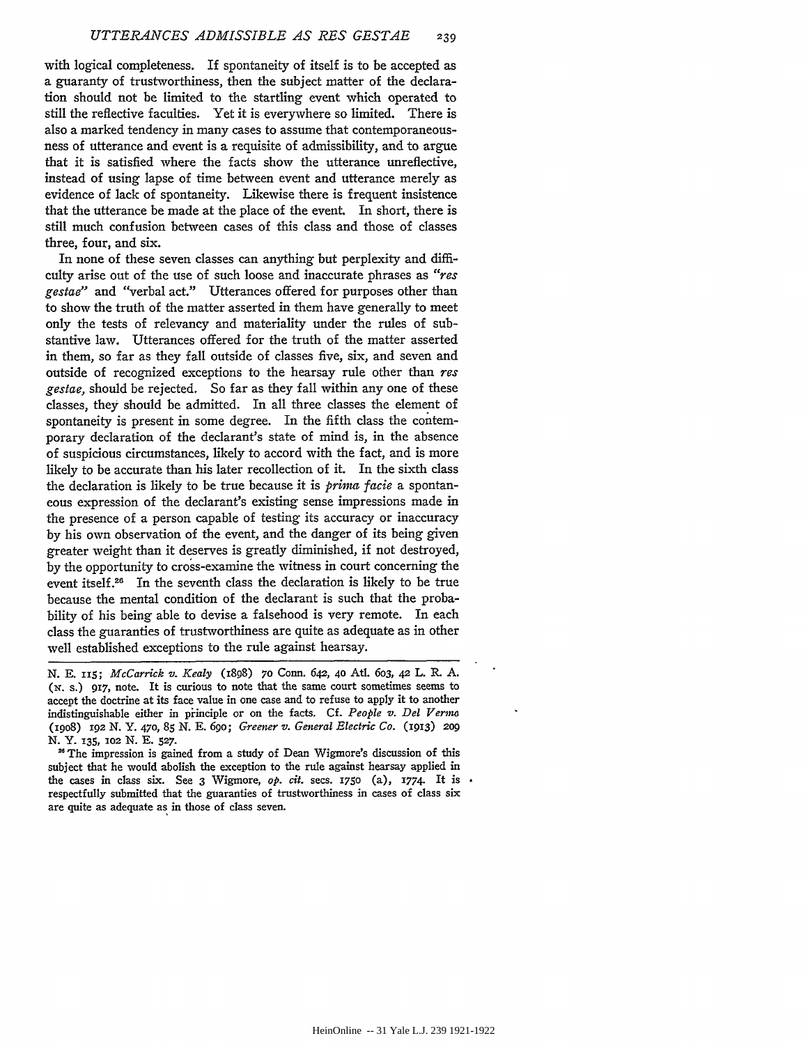with logical completeness. If spontaneity of itself is to be accepted as a guaranty of trustworthiness, then the subject matter of the declaration should not be limited to the startling event which operated to still the reflective faculties. Yet it is everywhere so limited. There is also a marked tendency in many cases to assume that contemporaneousness of utterance and event is a requisite of admissibility, and to argue that it is satisfied where the facts show the utterance unreflective, instead of using lapse of time between event and utterance merely as evidence of lack of spontaneity. Likewise there is frequent insistence that the utterance be made at the place of the event. In short, there is still much confusion between cases of this class and those of classes three, four, and six.

In none of these seven classes can anything but perplexity and difficulty arise out of the use of such loose and inaccurate phrases as *"res gestae"* and "verbal act." Utterances offered for purposes other than to show the truth of the matter asserted in them have generally to meet only the tests of relevancy and materiality under the rules of substantive law. Utterances offered for the truth of the matter asserted in them, so far as they fall outside of classes five, six, and seven and outside of recognized exceptions to the hearsay rule other than *res gestae,* should be rejected. So far as they fall within any one of these classes, they should be admitted. In all three classes the element of spontaneity is present in some degree. In the fifth class the contemporary declaration of the declarant's state of mind is, in the absence of suspicious circumstances, likely to accord with the fact, and is more likely to be accurate than his later recollection of it. In the sixth class the declaration is likely to be true because it is *prima facie* a spontaneous expression of the declarant's existing sense impressions made in the presence of a person capable of testing its accuracy or inaccuracy by his own observation of the event, and the danger of its being given greater weight than it deserves is greatly diminished, if not destroyed, by the opportunity to cross-examine the witness in court concerning the event itself.[26] In the seventh class the declaration is likely to be true because the mental condition of the declarant is such that the probability of his being able to devise a falsehood is very remote. In each class the guaranties of trustworthiness are quite as adequate as in other well established exceptions to the rule against hearsay.

---

N. E. 115; *McCarrick v. Kealy* (1898) 70 Conn. 642, 40 Atl. 603, 42 L. R. A. (N. S.) 917, note. It is curious to note that the same court sometimes seems to accept the doctrine at its face value in one case and to refuse to apply it to another indistinguishable either in principle or on the facts. Cf. *People v. Del Vermo* (1908) 192 N. Y. 470, 85 N. E. 690; *Greener v. General Electric Co.* (1913) 209 N. Y. 135, 102 N. E. 527.

[26] The impression is gained from a study of Dean Wigmore's discussion of this subject that he would abolish the exception to the rule against hearsay applied in the cases in class six. See 3 Wigmore, *op. cit.* secs. 1750 (a), 1774. It is respectfully submitted that the guaranties of trustworthiness in cases of class six are quite as adequate as in those of class seven.